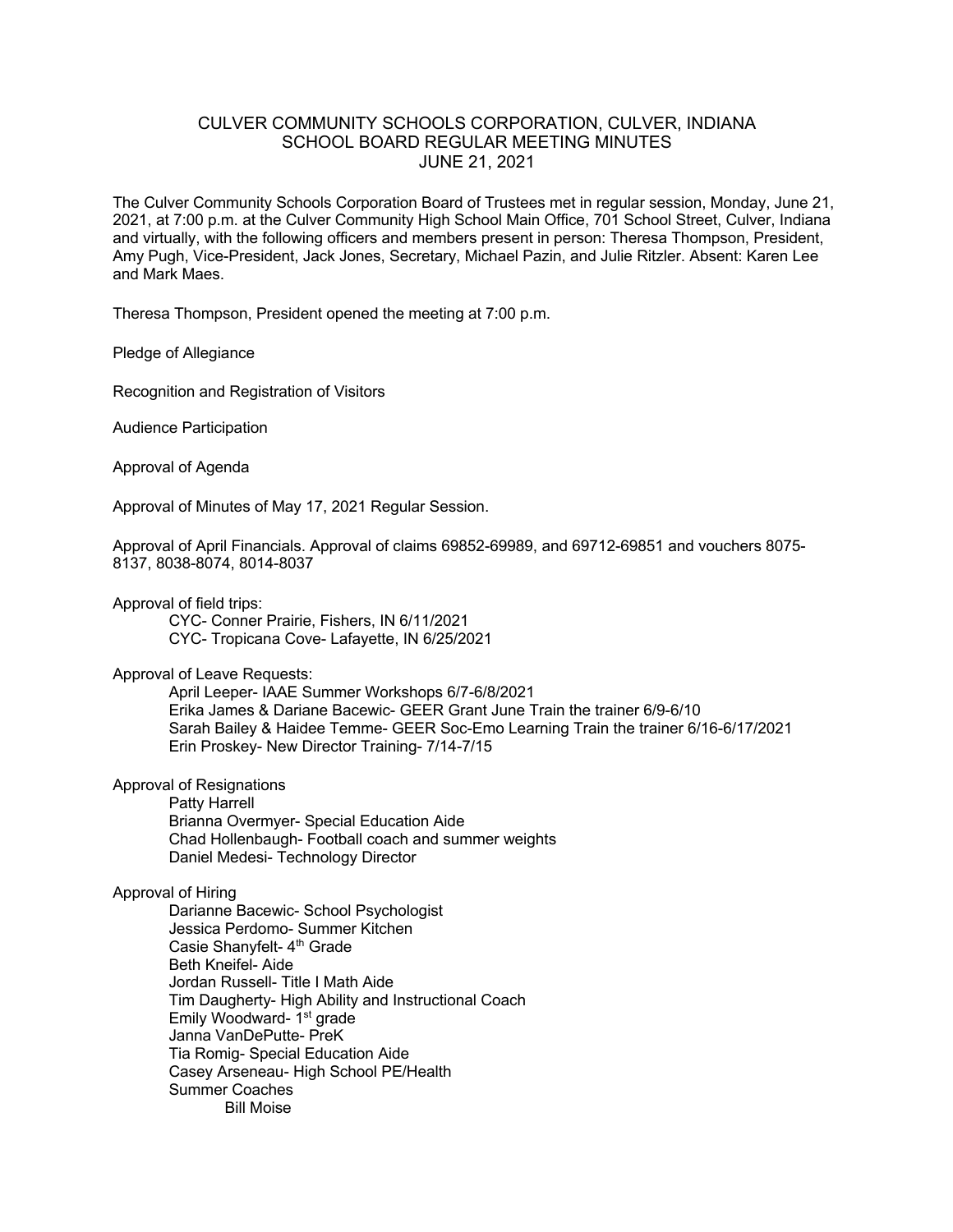# CULVER COMMUNITY SCHOOLS CORPORATION, CULVER, INDIANA
## SCHOOL BOARD REGULAR MEETING MINUTES
## JUNE 21, 2021

The Culver Community Schools Corporation Board of Trustees met in regular session, Monday, June 21, 2021, at 7:00 p.m. at the Culver Community High School Main Office, 701 School Street, Culver, Indiana and virtually, with the following officers and members present in person: Theresa Thompson, President, Amy Pugh, Vice-President, Jack Jones, Secretary, Michael Pazin, and Julie Ritzler. Absent: Karen Lee and Mark Maes.

Theresa Thompson, President opened the meeting at 7:00 p.m.

Pledge of Allegiance

Recognition and Registration of Visitors

Audience Participation

Approval of Agenda

Approval of Minutes of May 17, 2021 Regular Session.

Approval of April Financials. Approval of claims 69852-69989, and 69712-69851 and vouchers 8075-8137, 8038-8074, 8014-8037

Approval of field trips:
- CYC- Conner Prairie, Fishers, IN 6/11/2021
- CYC- Tropicana Cove- Lafayette, IN 6/25/2021

Approval of Leave Requests:
- April Leeper- IAAE Summer Workshops 6/7-6/8/2021
- Erika James & Dariane Bacewic- GEER Grant June Train the trainer 6/9-6/10
- Sarah Bailey & Haidee Temme- GEER Soc-Emo Learning Train the trainer 6/16-6/17/2021
- Erin Proskey- New Director Training- 7/14-7/15

Approval of Resignations
- Patty Harrell
- Brianna Overmyer- Special Education Aide
- Chad Hollenbaugh- Football coach and summer weights
- Daniel Medesi- Technology Director

Approval of Hiring
- Darianne Bacewic- School Psychologist
- Jessica Perdomo- Summer Kitchen
- Casie Shanyfelt- 4th Grade
- Beth Kneifel- Aide
- Jordan Russell- Title I Math Aide
- Tim Daugherty- High Ability and Instructional Coach
- Emily Woodward- 1st grade
- Janna VanDePutte- PreK
- Tia Romig- Special Education Aide
- Casey Arseneau- High School PE/Health
- Summer Coaches
  - Bill Moise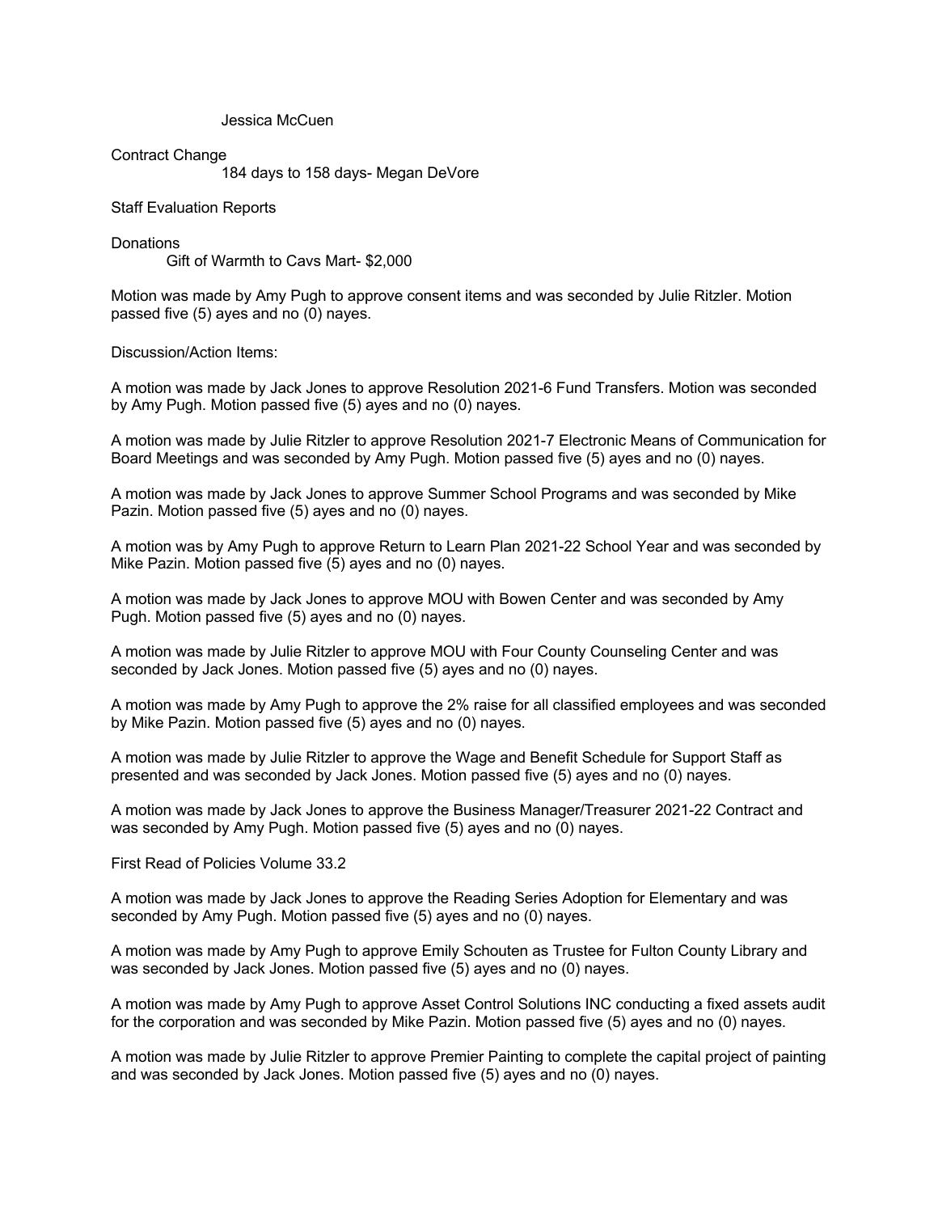Jessica McCuen

Contract Change

184 days to 158 days- Megan DeVore

Staff Evaluation Reports

Donations

Gift of Warmth to Cavs Mart- $2,000

Motion was made by Amy Pugh to approve consent items and was seconded by Julie Ritzler. Motion passed five (5) ayes and no (0) nayes.

Discussion/Action Items:

A motion was made by Jack Jones to approve Resolution 2021-6 Fund Transfers. Motion was seconded by Amy Pugh. Motion passed five (5) ayes and no (0) nayes.

A motion was made by Julie Ritzler to approve Resolution 2021-7 Electronic Means of Communication for Board Meetings and was seconded by Amy Pugh. Motion passed five (5) ayes and no (0) nayes.

A motion was made by Jack Jones to approve Summer School Programs and was seconded by Mike Pazin. Motion passed five (5) ayes and no (0) nayes.

A motion was by Amy Pugh to approve Return to Learn Plan 2021-22 School Year and was seconded by Mike Pazin. Motion passed five (5) ayes and no (0) nayes.

A motion was made by Jack Jones to approve MOU with Bowen Center and was seconded by Amy Pugh. Motion passed five (5) ayes and no (0) nayes.

A motion was made by Julie Ritzler to approve MOU with Four County Counseling Center and was seconded by Jack Jones. Motion passed five (5) ayes and no (0) nayes.

A motion was made by Amy Pugh to approve the 2% raise for all classified employees and was seconded by Mike Pazin. Motion passed five (5) ayes and no (0) nayes.

A motion was made by Julie Ritzler to approve the Wage and Benefit Schedule for Support Staff as presented and was seconded by Jack Jones. Motion passed five (5) ayes and no (0) nayes.

A motion was made by Jack Jones to approve the Business Manager/Treasurer 2021-22 Contract and was seconded by Amy Pugh. Motion passed five (5) ayes and no (0) nayes.

First Read of Policies Volume 33.2

A motion was made by Jack Jones to approve the Reading Series Adoption for Elementary and was seconded by Amy Pugh. Motion passed five (5) ayes and no (0) nayes.

A motion was made by Amy Pugh to approve Emily Schouten as Trustee for Fulton County Library and was seconded by Jack Jones. Motion passed five (5) ayes and no (0) nayes.

A motion was made by Amy Pugh to approve Asset Control Solutions INC conducting a fixed assets audit for the corporation and was seconded by Mike Pazin. Motion passed five (5) ayes and no (0) nayes.

A motion was made by Julie Ritzler to approve Premier Painting to complete the capital project of painting and was seconded by Jack Jones. Motion passed five (5) ayes and no (0) nayes.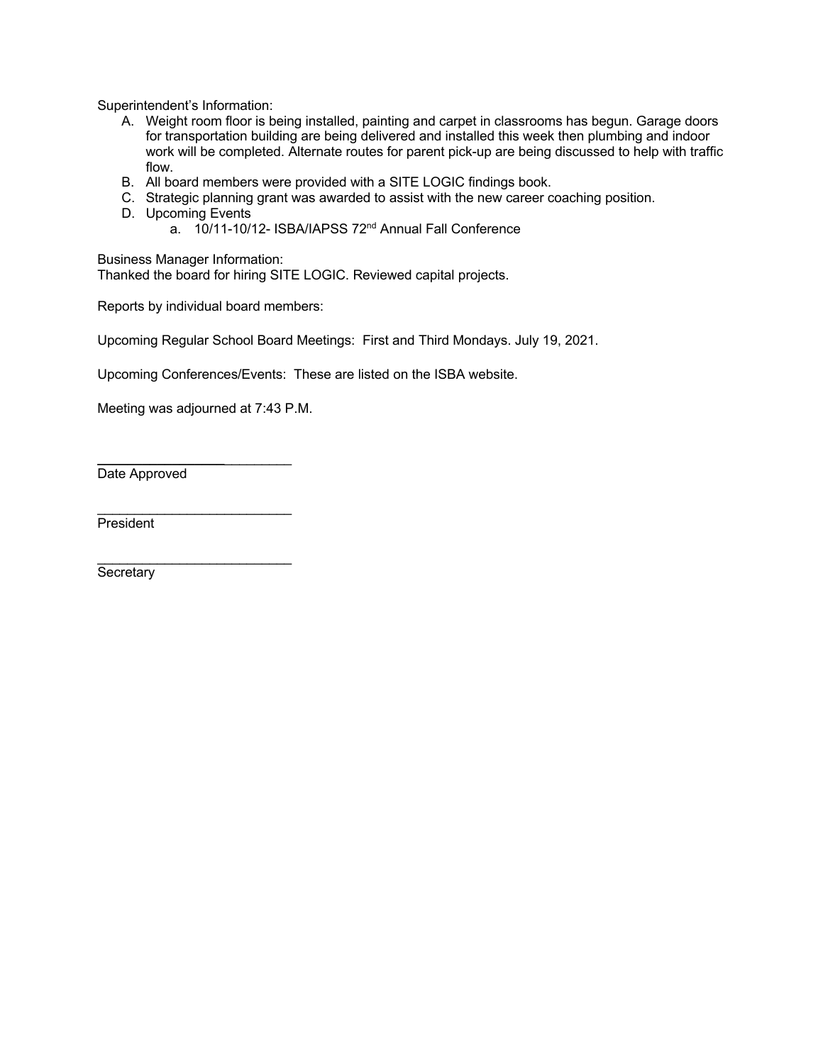Superintendent's Information:

A. Weight room floor is being installed, painting and carpet in classrooms has begun. Garage doors for transportation building are being delivered and installed this week then plumbing and indoor work will be completed. Alternate routes for parent pick-up are being discussed to help with traffic flow.
B. All board members were provided with a SITE LOGIC findings book.
C. Strategic planning grant was awarded to assist with the new career coaching position.
D. Upcoming Events
    a. 10/11-10/12- ISBA/IAPSS 72nd Annual Fall Conference

Business Manager Information:
Thanked the board for hiring SITE LOGIC. Reviewed capital projects.

Reports by individual board members:

Upcoming Regular School Board Meetings: First and Third Mondays. July 19, 2021.

Upcoming Conferences/Events: These are listed on the ISBA website.

Meeting was adjourned at 7:43 P.M.

__________________________
Date Approved

__________________________
President

__________________________
Secretary